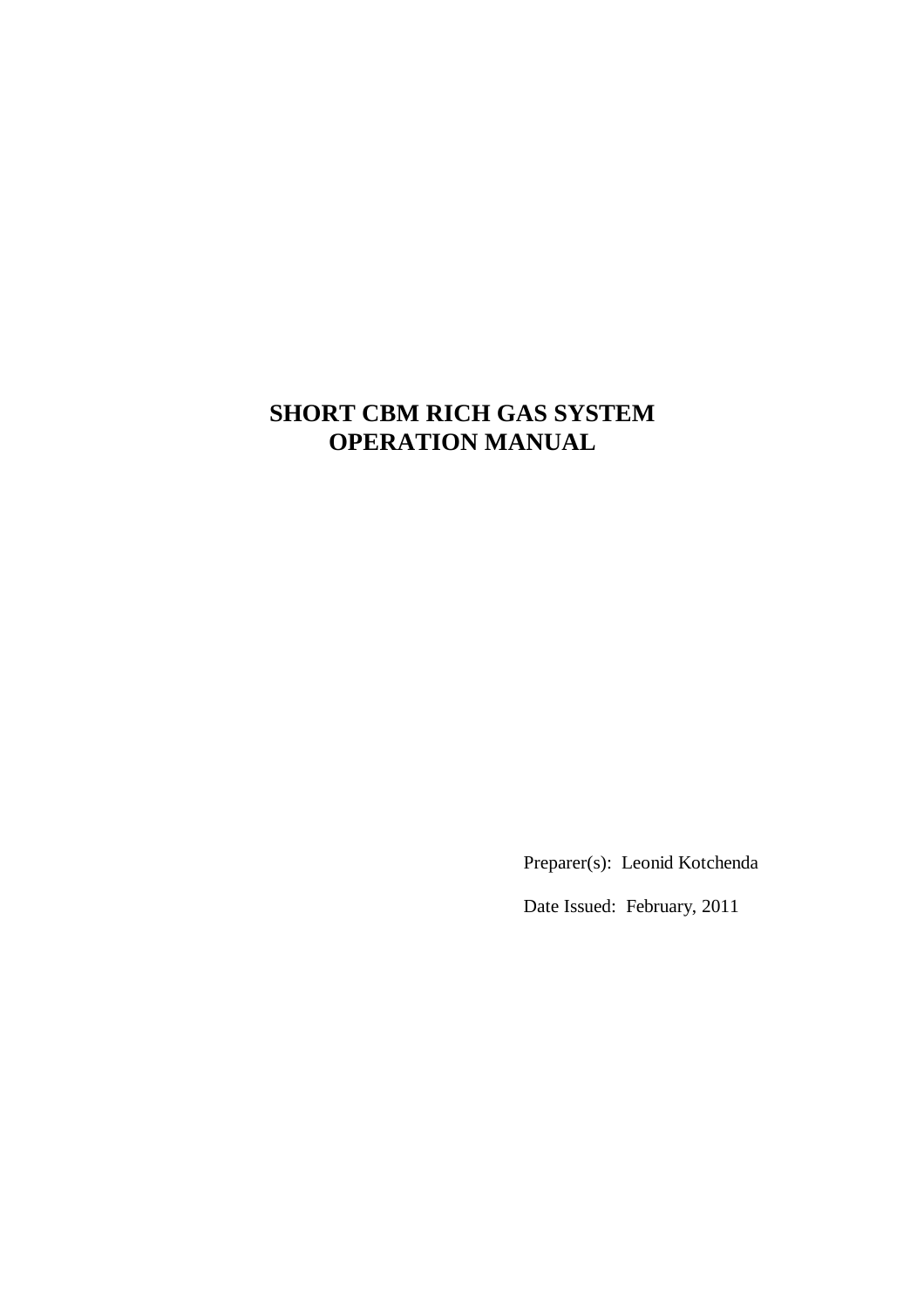# SHORT CBM RICH GAS SYSTEM OPERATION MANUAL

Preparer(s): Leonid Kotchenda

Date Issued: February, 2011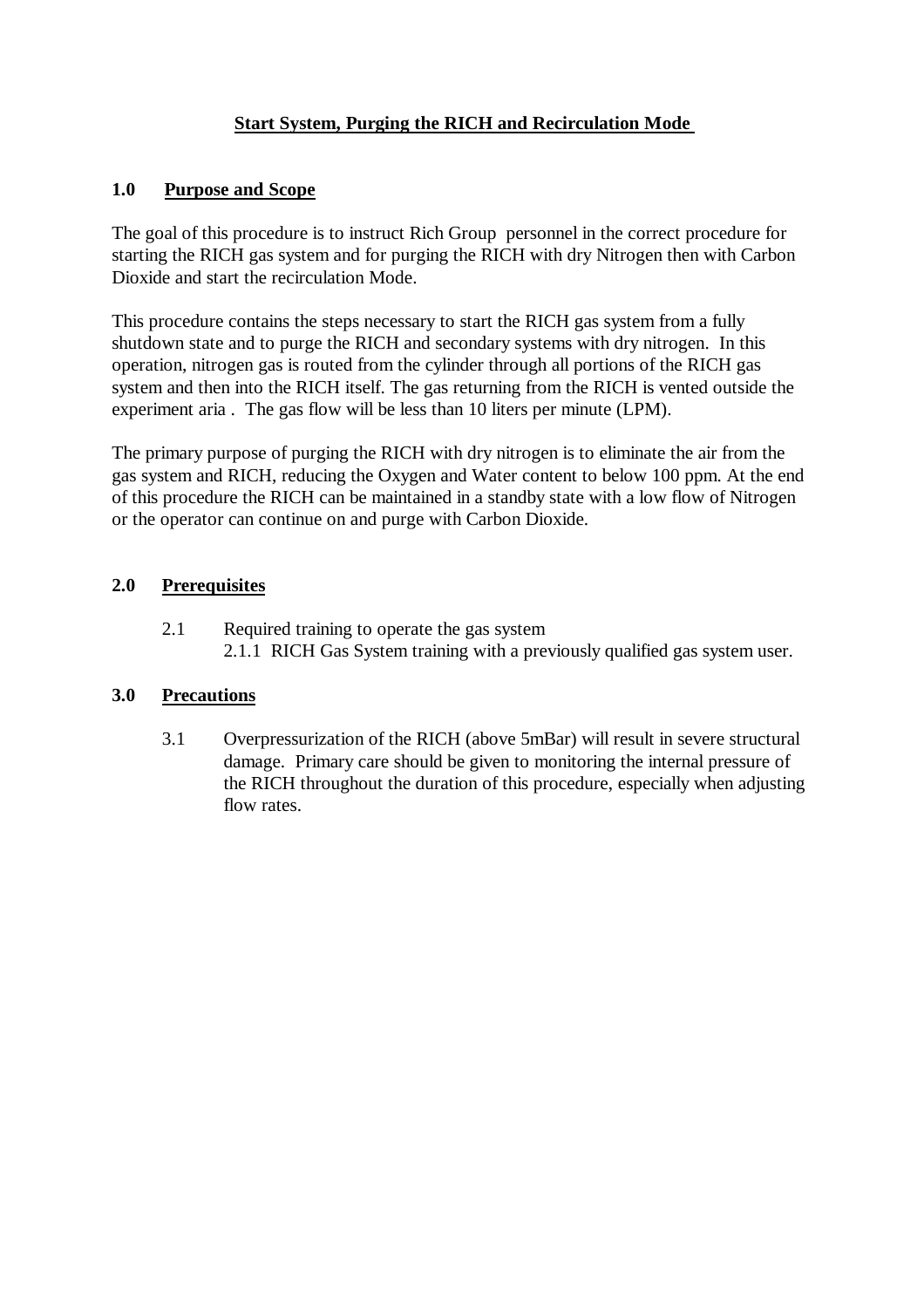## Start System, Purging the RICH and Recirculation Mode

### 1.0 Purpose and Scope

The goal of this procedure is to instruct Rich Group personnel in the correct procedure for starting the RICH gas system and for purging the RICH with dry Nitrogen then with Carbon Dioxide and start the recirculation Mode.

This procedure contains the steps necessary to start the RICH gas system from a fully shutdown state and to purge the RICH and secondary systems with dry nitrogen. In this operation, nitrogen gas is routed from the cylinder through all portions of the RICH gas system and then into the RICH itself. The gas returning from the RICH is vented outside the experiment aria . The gas flow will be less than 10 liters per minute (LPM).

The primary purpose of purging the RICH with dry nitrogen is to eliminate the air from the gas system and RICH, reducing the Oxygen and Water content to below 100 ppm. At the end of this procedure the RICH can be maintained in a standby state with a low flow of Nitrogen or the operator can continue on and purge with Carbon Dioxide.

### 2.0 Prerequisites

2.1 Required training to operate the gas system

2.1.1 RICH Gas System training with a previously qualified gas system user.

### 3.0 Precautions

3.1 Overpressurization of the RICH (above 5mBar) will result in severe structural damage. Primary care should be given to monitoring the internal pressure of the RICH throughout the duration of this procedure, especially when adjusting flow rates.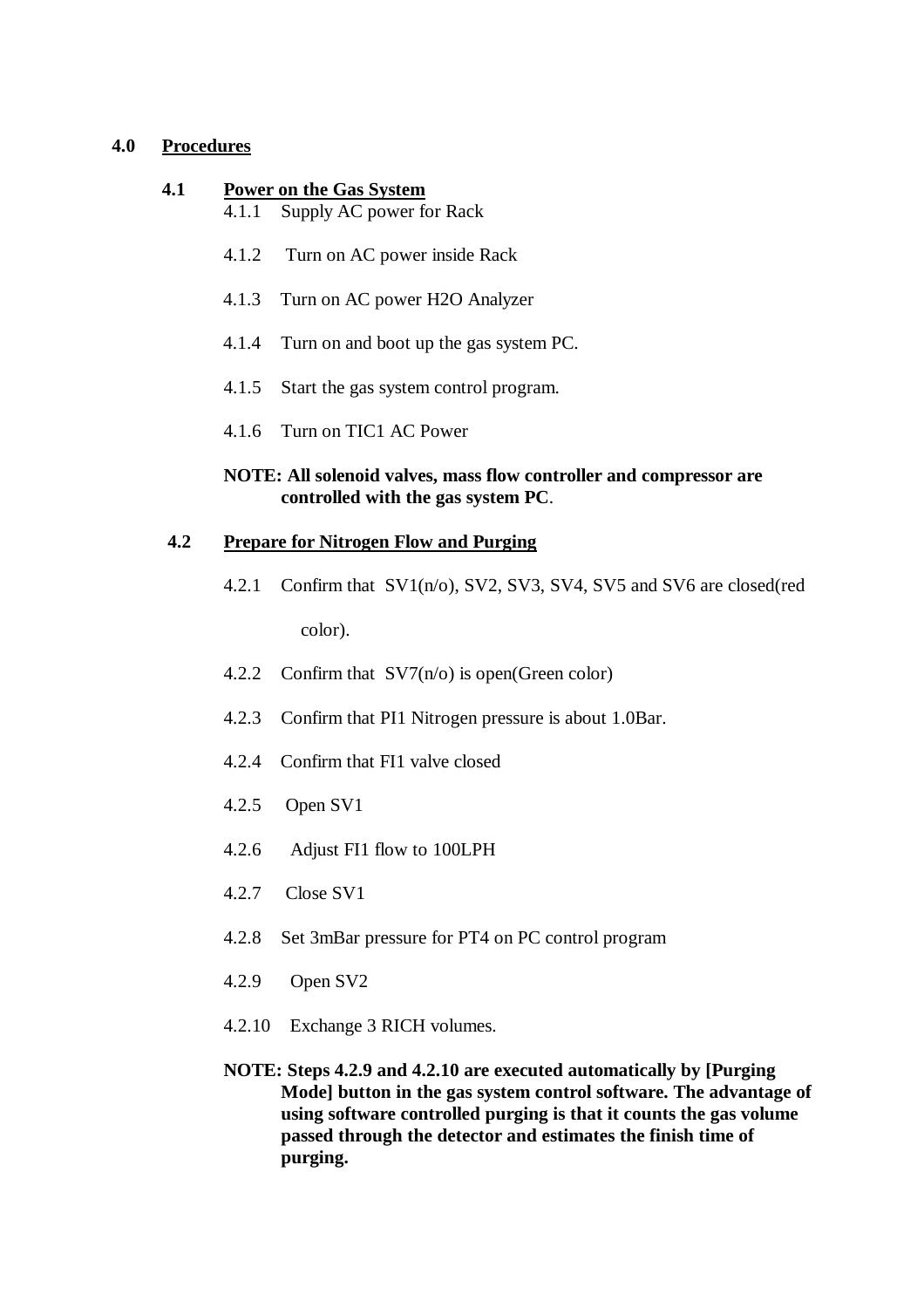## 4.0 Procedures

### 4.1 Power on the Gas System

4.1.1 Supply AC power for Rack

4.1.2 Turn on AC power inside Rack

4.1.3 Turn on AC power $H_2O$ Analyzer

4.1.4 Turn on and boot up the gas system PC.

4.1.5 Start the gas system control program.

4.1.6 Turn on TIC1 AC Power

**NOTE: All solenoid valves, mass flow controller and compressor are controlled with the gas system PC**.

### 4.2 Prepare for Nitrogen Flow and Purging

4.2.1 Confirm that SV1(n/o), SV2, SV3, SV4, SV5 and SV6 are closed(red color).

4.2.2 Confirm that SV7(n/o) is open(Green color)

4.2.3 Confirm that PI1 Nitrogen pressure is about 1.0Bar.

4.2.4 Confirm that FI1 valve closed

4.2.5 Open SV1

4.2.6 Adjust FI1 flow to 100LPH

4.2.7 Close SV1

4.2.8 Set 3mBar pressure for PT4 on PC control program

4.2.9 Open SV2

4.2.10 Exchange 3 RICH volumes.

**NOTE: Steps 4.2.9 and 4.2.10 are executed automatically by [Purging Mode] button in the gas system control software. The advantage of using software controlled purging is that it counts the gas volume passed through the detector and estimates the finish time of purging.**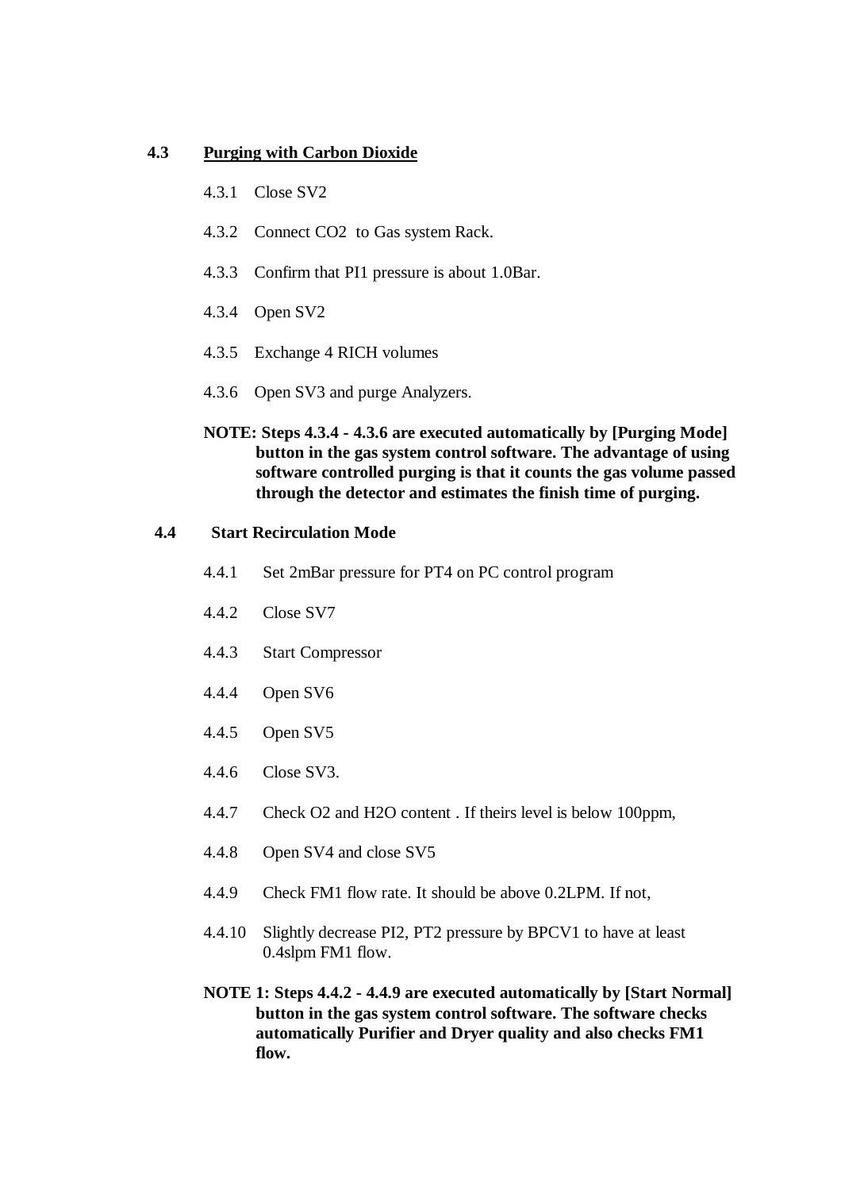## 4.3 Purging with Carbon Dioxide

4.3.1 Close SV2

4.3.2 Connect $CO_2$ to Gas system Rack.

4.3.3 Confirm that PI1 pressure is about 1.0Bar.

4.3.4 Open SV2

4.3.5 Exchange 4 RICH volumes

4.3.6 Open SV3 and purge Analyzers.

**NOTE: Steps 4.3.4 - 4.3.6 are executed automatically by [Purging Mode] button in the gas system control software. The advantage of using software controlled purging is that it counts the gas volume passed through the detector and estimates the finish time of purging.**

## 4.4 Start Recirculation Mode

4.4.1 Set 2mBar pressure for PT4 on PC control program

4.4.2 Close SV7

4.4.3 Start Compressor

4.4.4 Open SV6

4.4.5 Open SV5

4.4.6 Close SV3.

4.4.7 Check $O_2$ and $H_2O$ content . If theirs level is below 100ppm,

4.4.8 Open SV4 and close SV5

4.4.9 Check FM1 flow rate. It should be above 0.2LPM. If not,

4.4.10 Slightly decrease PI2, PT2 pressure by BPCV1 to have at least 0.4slpm FM1 flow.

**NOTE 1: Steps 4.4.2 - 4.4.9 are executed automatically by [Start Normal] button in the gas system control software. The software checks automatically Purifier and Dryer quality and also checks FM1 flow.**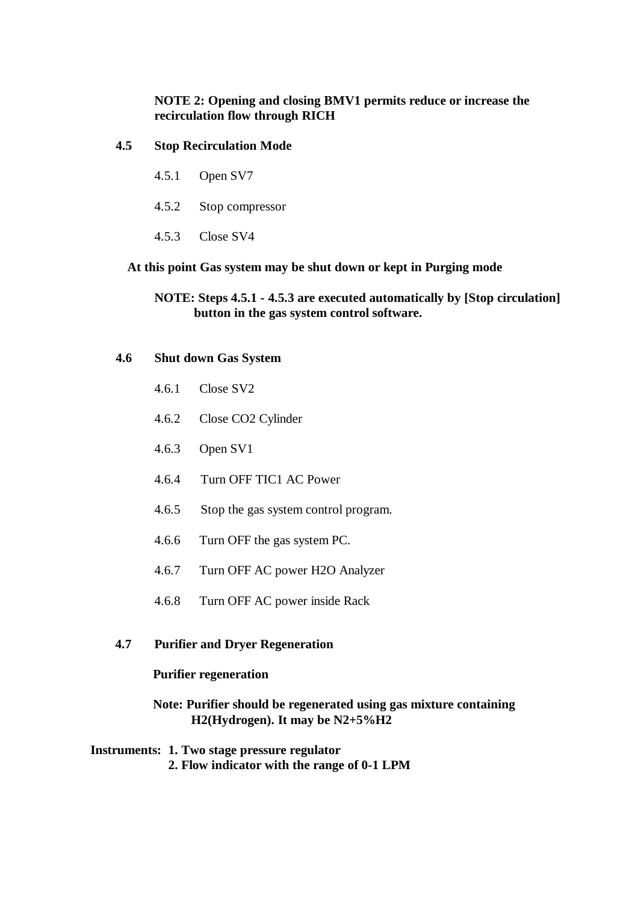**NOTE 2: Opening and closing BMV1 permits reduce or increase the recirculation flow through RICH**

## 4.5 Stop Recirculation Mode

4.5.1 Open SV7

4.5.2 Stop compressor

4.5.3 Close SV4

**At this point Gas system may be shut down or kept in Purging mode**

**NOTE: Steps 4.5.1 - 4.5.3 are executed automatically by [Stop circulation] button in the gas system control software.**

## 4.6 Shut down Gas System

4.6.1 Close SV2

4.6.2 Close $CO_2$ Cylinder

4.6.3 Open SV1

4.6.4 Turn OFF TIC1 AC Power

4.6.5 Stop the gas system control program.

4.6.6 Turn OFF the gas system PC.

4.6.7 Turn OFF AC power $H_2O$ Analyzer

4.6.8 Turn OFF AC power inside Rack

## 4.7 Purifier and Dryer Regeneration

**Purifier regeneration**

**Note: Purifier should be regenerated using gas mixture containing $H_2$(Hydrogen). It may be $N_2$+5%$H_2$**

**Instruments: 1. Two stage pressure regulator**
**2. Flow indicator with the range of 0-1 LPM**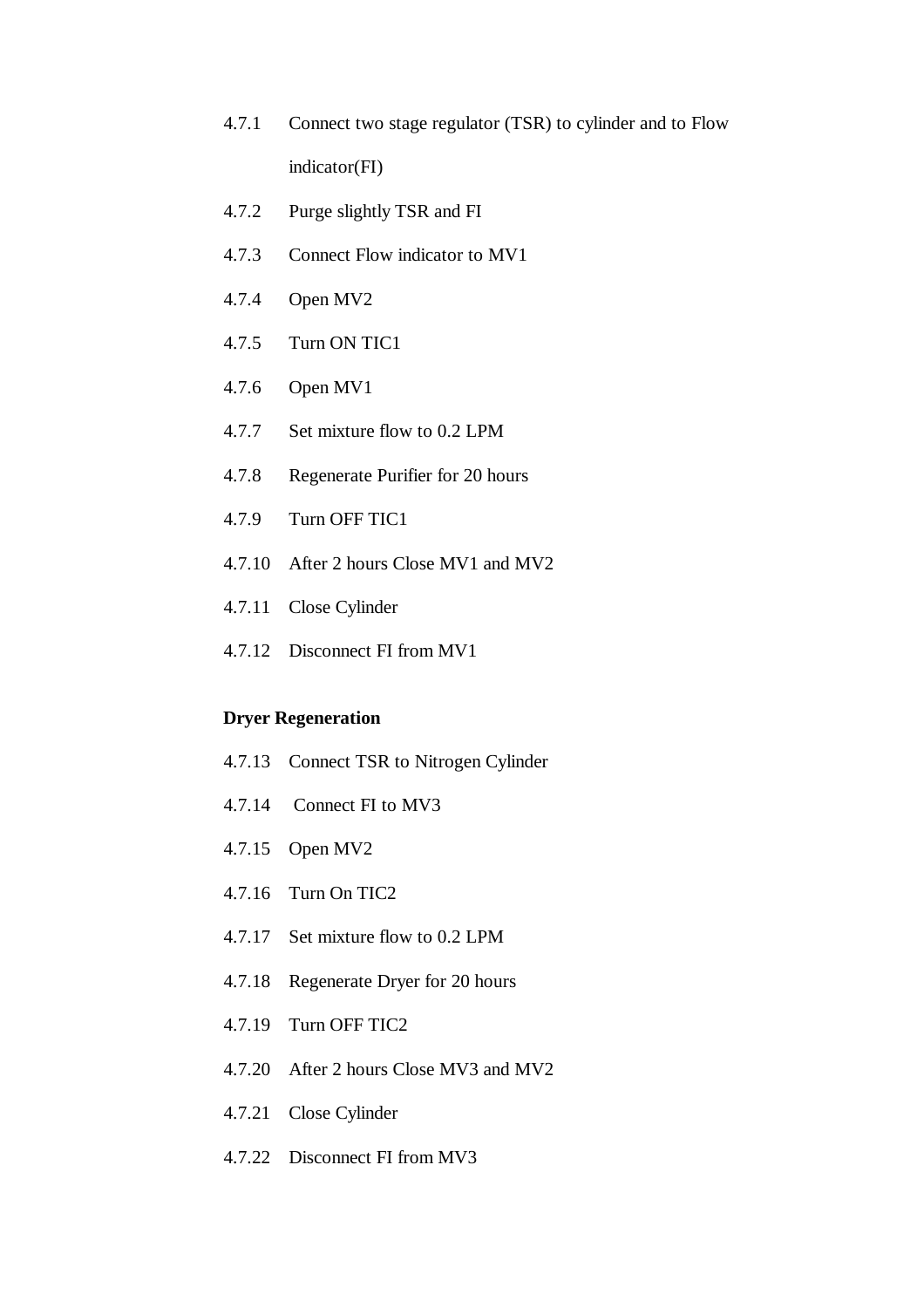4.7.1 Connect two stage regulator (TSR) to cylinder and to Flow indicator(FI)

4.7.2 Purge slightly TSR and FI

4.7.3 Connect Flow indicator to MV1

4.7.4 Open MV2

4.7.5 Turn ON TIC1

4.7.6 Open MV1

4.7.7 Set mixture flow to 0.2 LPM

4.7.8 Regenerate Purifier for 20 hours

4.7.9 Turn OFF TIC1

4.7.10 After 2 hours Close MV1 and MV2

4.7.11 Close Cylinder

4.7.12 Disconnect FI from MV1

**Dryer Regeneration**

4.7.13 Connect TSR to Nitrogen Cylinder

4.7.14 Connect FI to MV3

4.7.15 Open MV2

4.7.16 Turn On TIC2

4.7.17 Set mixture flow to 0.2 LPM

4.7.18 Regenerate Dryer for 20 hours

4.7.19 Turn OFF TIC2

4.7.20 After 2 hours Close MV3 and MV2

4.7.21 Close Cylinder

4.7.22 Disconnect FI from MV3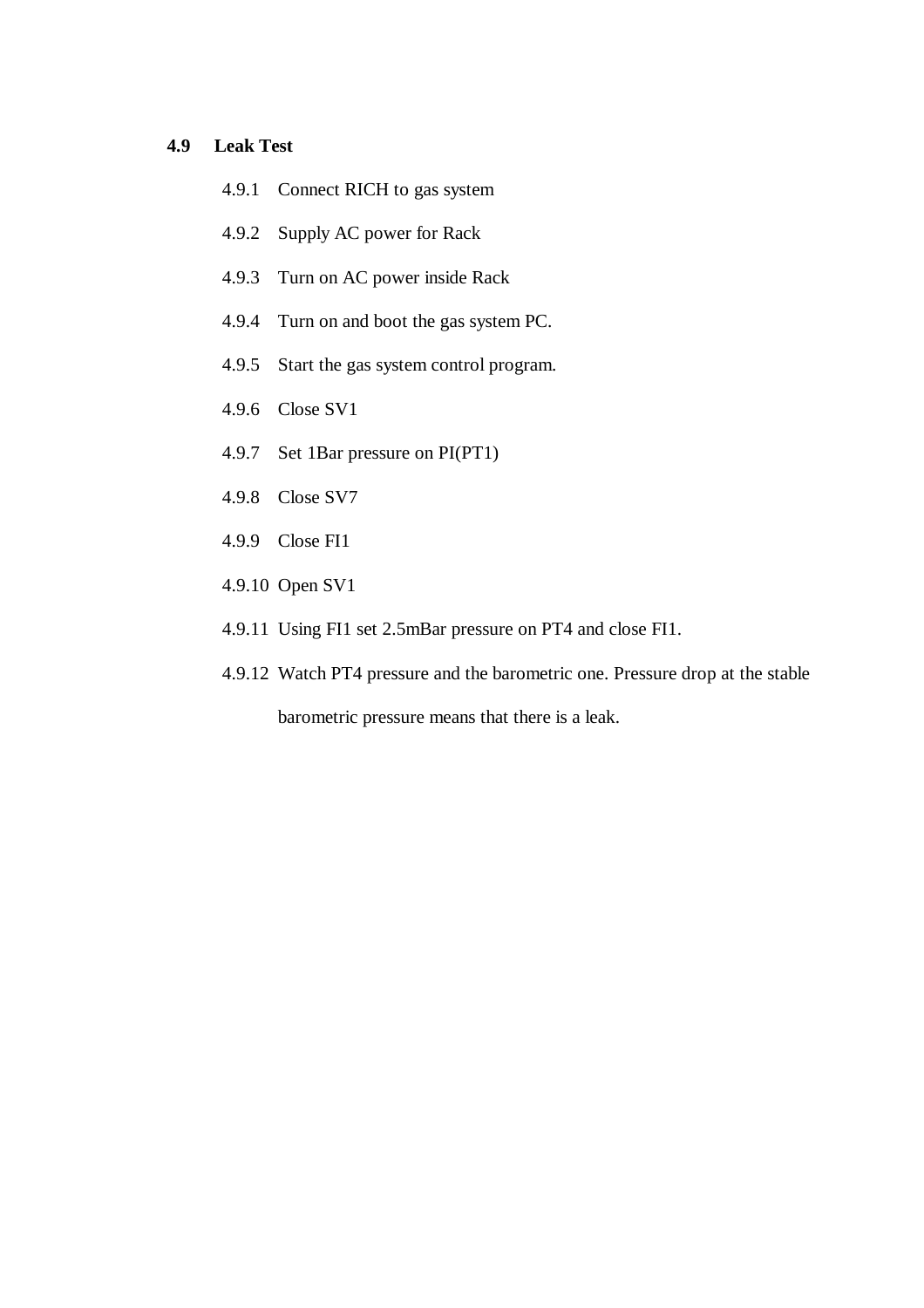## 4.9 Leak Test

4.9.1 Connect RICH to gas system

4.9.2 Supply AC power for Rack

4.9.3 Turn on AC power inside Rack

4.9.4 Turn on and boot the gas system PC.

4.9.5 Start the gas system control program.

4.9.6 Close SV1

4.9.7 Set 1Bar pressure on PI(PT1)

4.9.8 Close SV7

4.9.9 Close FI1

4.9.10 Open SV1

4.9.11 Using FI1 set 2.5mBar pressure on PT4 and close FI1.

4.9.12 Watch PT4 pressure and the barometric one. Pressure drop at the stable barometric pressure means that there is a leak.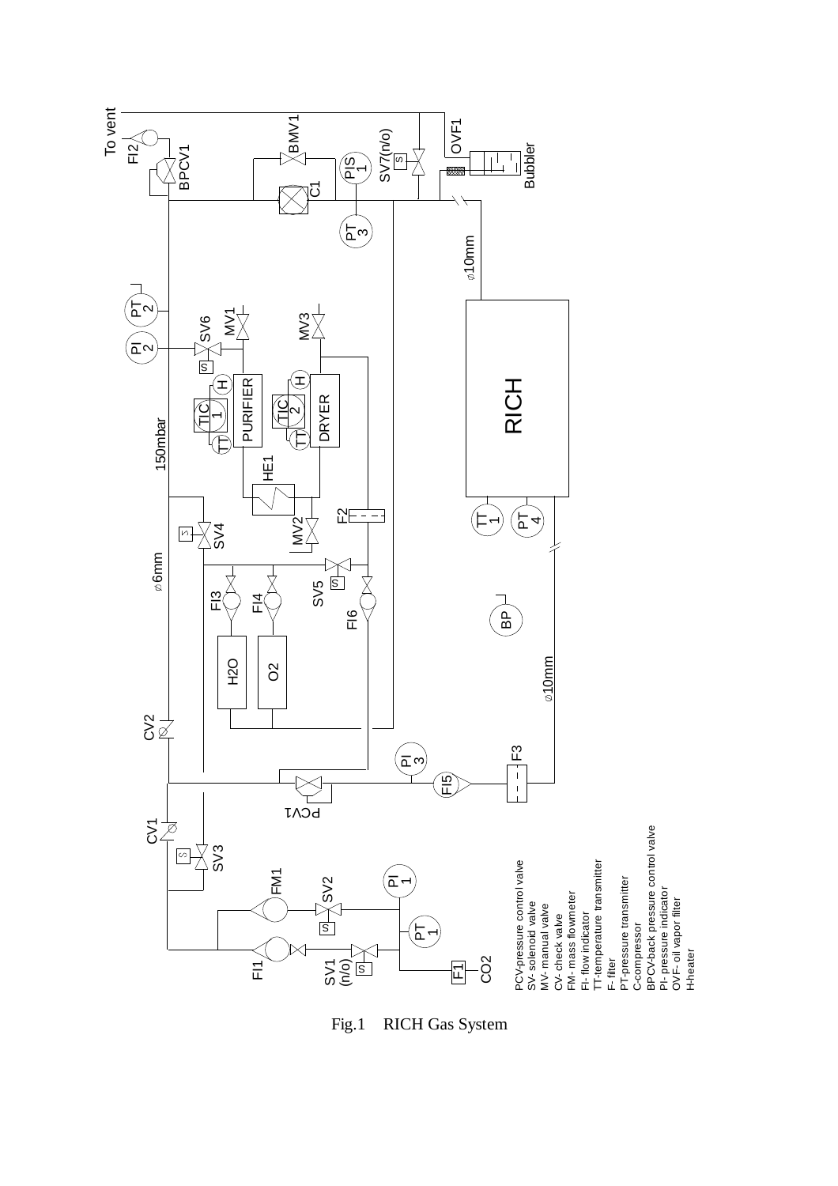To vent

FI2

BPCV1

BMV1

PIS 1

SV7(n/o)

OVF1

Bubbler

C1

PT 3

⌀10mm

PT 2

PI 2

SV6

MV1

MV3

150mbar

TIC 1

H

TT

PURIFIER

TIC 2

DRYER

HE1

RICH

SV4

MV2

F2

TT 1

PT 4

⌀6mm

FI3

FI4

SV5

FI6

BP

H2O

O2

⌀10mm

CV2

PI 3

F3

PCV1

FI5

CV1

SV3

FM1

SV2

PI 1

PT 1

FI1

SV1 (n/o)

F1

CO2

PCV-pressure control valve
SV- solenoid valve
MV- manual valve
CV- check valve
FM- mass flowmeter
FI- flow indicator
TT-temperature transmitter
F- filter
PT-pressure transmitter
C-compressor
BPCV-back pressure control valve
PI- pressure indicator
OVF- oil vapor filter
H-heater

Fig.1 RICH Gas System